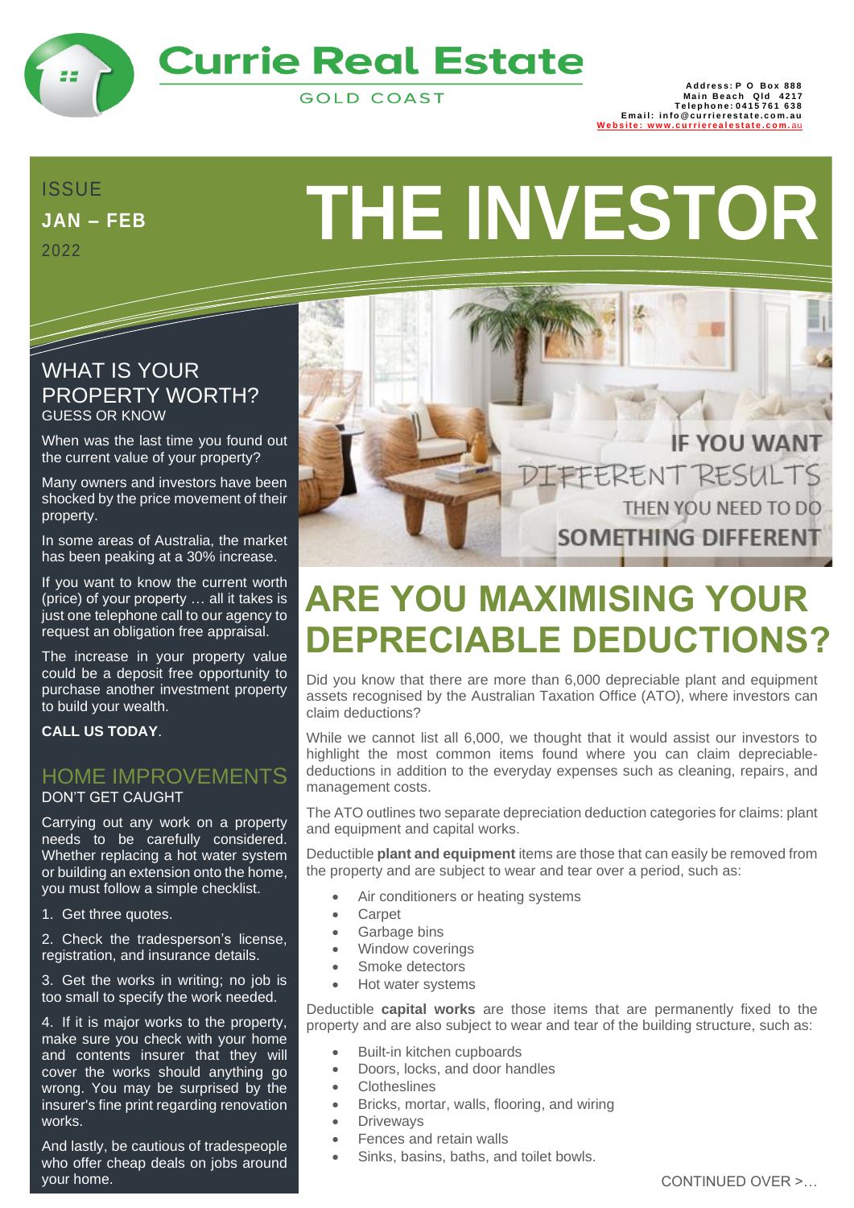# Currie Real Estate

GOLD COAST

**Address: P O Box 888**
**Main Beach Qld 4217**
**Telephone: 0415 761 638**
**Email: info@currierestate.com.au**
**Website: www.currierealestate.com.au**

ISSUE
**JAN – FEB**
2022

# THE INVESTOR

## WHAT IS YOUR PROPERTY WORTH?

GUESS OR KNOW

When was the last time you found out the current value of your property?

Many owners and investors have been shocked by the price movement of their property.

In some areas of Australia, the market has been peaking at a 30% increase.

If you want to know the current worth (price) of your property … all it takes is just one telephone call to our agency to request an obligation free appraisal.

The increase in your property value could be a deposit free opportunity to purchase another investment property to build your wealth.

**CALL US TODAY**.

## HOME IMPROVEMENTS

DON'T GET CAUGHT

Carrying out any work on a property needs to be carefully considered. Whether replacing a hot water system or building an extension onto the home, you must follow a simple checklist.

1. Get three quotes.
2. Check the tradesperson's license, registration, and insurance details.
3. Get the works in writing; no job is too small to specify the work needed.
4. If it is major works to the property, make sure you check with your home and contents insurer that they will cover the works should anything go wrong. You may be surprised by the insurer's fine print regarding renovation works.

And lastly, be cautious of tradespeople who offer cheap deals on jobs around your home.

IF YOU WANT DIFFERENT RESULTS THEN YOU NEED TO DO SOMETHING DIFFERENT

# ARE YOU MAXIMISING YOUR DEPRECIABLE DEDUCTIONS?

Did you know that there are more than 6,000 depreciable plant and equipment assets recognised by the Australian Taxation Office (ATO), where investors can claim deductions?

While we cannot list all 6,000, we thought that it would assist our investors to highlight the most common items found where you can claim depreciable-deductions in addition to the everyday expenses such as cleaning, repairs, and management costs.

The ATO outlines two separate depreciation deduction categories for claims: plant and equipment and capital works.

Deductible **plant and equipment** items are those that can easily be removed from the property and are subject to wear and tear over a period, such as:

- Air conditioners or heating systems
- Carpet
- Garbage bins
- Window coverings
- Smoke detectors
- Hot water systems

Deductible **capital works** are those items that are permanently fixed to the property and are also subject to wear and tear of the building structure, such as:

- Built-in kitchen cupboards
- Doors, locks, and door handles
- Clotheslines
- Bricks, mortar, walls, flooring, and wiring
- Driveways
- Fences and retain walls
- Sinks, basins, baths, and toilet bowls.

CONTINUED OVER >…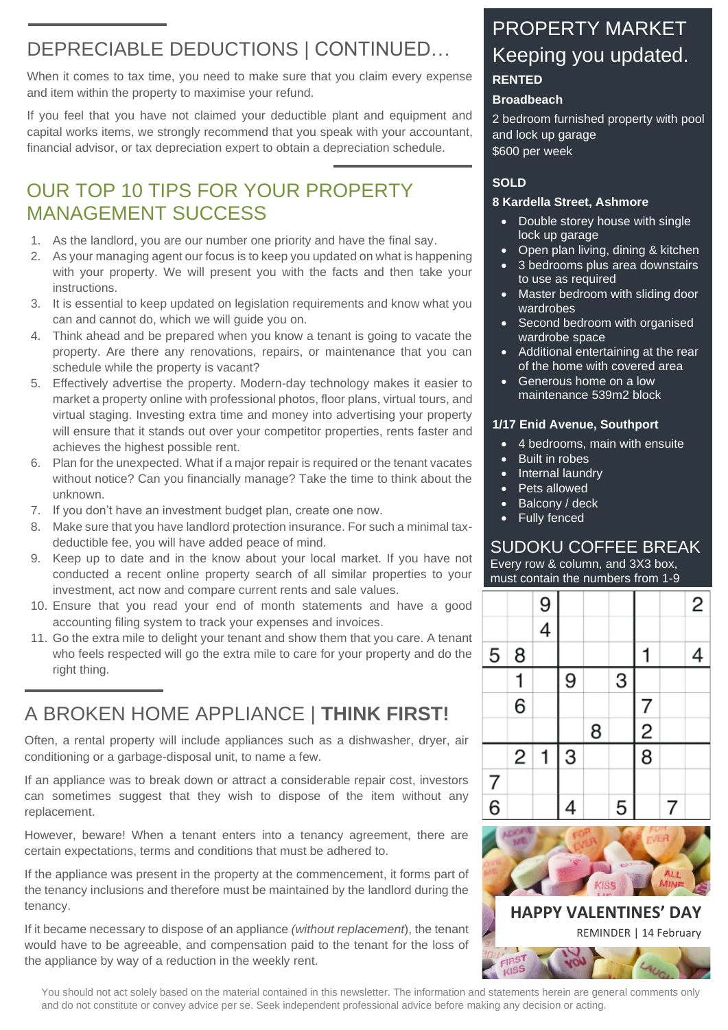## DEPRECIABLE DEDUCTIONS | CONTINUED…

When it comes to tax time, you need to make sure that you claim every expense and item within the property to maximise your refund.

If you feel that you have not claimed your deductible plant and equipment and capital works items, we strongly recommend that you speak with your accountant, financial advisor, or tax depreciation expert to obtain a depreciation schedule.

## OUR TOP 10 TIPS FOR YOUR PROPERTY MANAGEMENT SUCCESS

1. As the landlord, you are our number one priority and have the final say.
2. As your managing agent our focus is to keep you updated on what is happening with your property. We will present you with the facts and then take your instructions.
3. It is essential to keep updated on legislation requirements and know what you can and cannot do, which we will guide you on.
4. Think ahead and be prepared when you know a tenant is going to vacate the property. Are there any renovations, repairs, or maintenance that you can schedule while the property is vacant?
5. Effectively advertise the property. Modern-day technology makes it easier to market a property online with professional photos, floor plans, virtual tours, and virtual staging. Investing extra time and money into advertising your property will ensure that it stands out over your competitor properties, rents faster and achieves the highest possible rent.
6. Plan for the unexpected. What if a major repair is required or the tenant vacates without notice? Can you financially manage? Take the time to think about the unknown.
7. If you don't have an investment budget plan, create one now.
8. Make sure that you have landlord protection insurance. For such a minimal tax-deductible fee, you will have added peace of mind.
9. Keep up to date and in the know about your local market. If you have not conducted a recent online property search of all similar properties to your investment, act now and compare current rents and sale values.
10. Ensure that you read your end of month statements and have a good accounting filing system to track your expenses and invoices.
11. Go the extra mile to delight your tenant and show them that you care. A tenant who feels respected will go the extra mile to care for your property and do the right thing.

## A BROKEN HOME APPLIANCE | **THINK FIRST!**

Often, a rental property will include appliances such as a dishwasher, dryer, air conditioning or a garbage-disposal unit, to name a few.

If an appliance was to break down or attract a considerable repair cost, investors can sometimes suggest that they wish to dispose of the item without any replacement.

However, beware! When a tenant enters into a tenancy agreement, there are certain expectations, terms and conditions that must be adhered to.

If the appliance was present in the property at the commencement, it forms part of the tenancy inclusions and therefore must be maintained by the landlord during the tenancy.

If it became necessary to dispose of an appliance *(without replacement)*, the tenant would have to be agreeable, and compensation paid to the tenant for the loss of the appliance by way of a reduction in the weekly rent.

## PROPERTY MARKET
## Keeping you updated.

**RENTED**

**Broadbeach**

2 bedroom furnished property with pool and lock up garage
$600 per week

**SOLD**

**8 Kardella Street, Ashmore**

- Double storey house with single lock up garage
- Open plan living, dining & kitchen
- 3 bedrooms plus area downstairs to use as required
- Master bedroom with sliding door wardrobes
- Second bedroom with organised wardrobe space
- Additional entertaining at the rear of the home with covered area
- Generous home on a low maintenance 539m2 block

**1/17 Enid Avenue, Southport**

- 4 bedrooms, main with ensuite
- Built in robes
- Internal laundry
- Pets allowed
- Balcony / deck
- Fully fenced

## SUDOKU COFFEE BREAK

Every row & column, and 3X3 box, must contain the numbers from 1-9

| | | | | | | | | |
|---|---|---|---|---|---|---|---|---|
| | | 9 | | | | | | 2 |
| | | 4 | | | | | | |
| 5 | 8 | | | | | 1 | | 4 |
| | 1 | | 9 | | 3 | | | |
| | 6 | | | | | 7 | | |
| | | | | 8 | | 2 | | |
| | 2 | 1 | 3 | | | 8 | | |
| 7 | | | | | | | | |
| 6 | | | 4 | | 5 | | 7 | |

**HAPPY VALENTINES' DAY**

REMINDER | 14 February

You should not act solely based on the material contained in this newsletter. The information and statements herein are general comments only and do not constitute or convey advice per se. Seek independent professional advice before making any decision or acting.